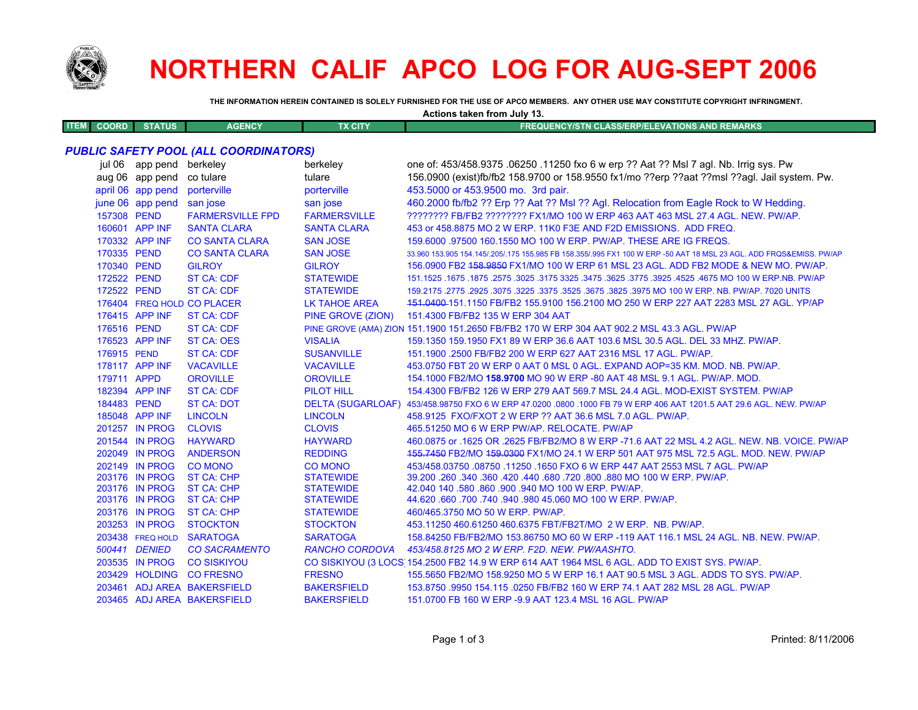# NORTHERN CALIF APCO LOG FOR AUG-SEPT 2006

THE INFORMATION HEREIN CONTAINED IS SOLELY FURNISHED FOR THE USE OF APCO MEMBERS. ANY OTHER USE MAY CONSTITUTE COPYRIGHT INFRINGMENT.

Actions taken from July 13.

## PUBLIC SAFETY POOL (ALL COORDINATORS)

| ITEM | COORD | STATUS | AGENCY | TX CITY | FREQUENCY/STN CLASS/ERP/ELEVATIONS AND REMARKS |
|---|---|---|---|---|---|
| | jul 06 | app pend | berkeley | berkeley | one of: 453/458.9375 .06250 .11250 fxo 6 w erp ?? Aat ?? Msl 7 agl. Nb. Irrig sys. Pw |
| | aug 06 | app pend | co tulare | tulare | 156.0900 (exist)fb/fb2 158.9700 or 158.9550 fx1/mo ??erp ??aat ??msl ??agl. Jail system. Pw. |
| | april 06 | app pend | porterville | porterville | 453.5000 or 453.9500 mo. 3rd pair. |
| | june 06 | app pend | san jose | san jose | 460.2000 fb/fb2 ?? Erp ?? Aat ?? Msl ?? Agl. Relocation from Eagle Rock to W Hedding. |
| | 157308 | PEND | FARMERSVILLE FPD | FARMERSVILLE | ???????? FB/FB2 ???????? FX1/MO 100 W ERP 463 AAT 463 MSL 27.4 AGL. NEW. PW/AP. |
| | 160601 | APP INF | SANTA CLARA | SANTA CLARA | 453 or 458.8875 MO 2 W ERP. 11K0 F3E AND F2D EMISSIONS. ADD FREQ. |
| | 170332 | APP INF | CO SANTA CLARA | SAN JOSE | 159.6000 .97500 160.1550 MO 100 W ERP. PW/AP. THESE ARE IG FREQS. |
| | 170335 | PEND | CO SANTA CLARA | SAN JOSE | 33.960 153.905 154.145/.205/.175 155.985 FB 158.355/.995 FX1 100 W ERP -50 AAT 18 MSL 23 AGL. ADD FRQS&EMISS. PW/AP |
| | 170340 | PEND | GILROY | GILROY | 156.0900 FB2 ~~158.9850~~ FX1/MO 100 W ERP 61 MSL 23 AGL. ADD FB2 MODE & NEW MO. PW/AP. |
| | 172522 | PEND | ST CA: CDF | STATEWIDE | 151.1525 .1675 .1875 .2575 .3025 .3175 3325 .3475 .3625 .3775 .3925 .4525 .4675 MO 100 W ERP.NB. PW/AP |
| | 172522 | PEND | ST CA: CDF | STATEWIDE | 159.2175 .2775 .2925 .3075 .3225 .3375 .3525 .3675 .3825 .3975 MO 100 W ERP. NB. PW/AP. 7020 UNITS |
| | 176404 | FREQ HOLD | CO PLACER | LK TAHOE AREA | ~~151.0400~~ 151.1150 FB/FB2 155.9100 156.2100 MO 250 W ERP 227 AAT 2283 MSL 27 AGL. YP/AP |
| | 176415 | APP INF | ST CA: CDF | PINE GROVE (ZION) | 151.4300 FB/FB2 135 W ERP 304 AAT |
| | 176516 | PEND | ST CA: CDF | PINE GROVE (AMA) ZION | 151.1900 151.2650 FB/FB2 170 W ERP 304 AAT 902.2 MSL 43.3 AGL. PW/AP |
| | 176523 | APP INF | ST CA: OES | VISALIA | 159.1350 159.1950 FX1 89 W ERP 36.6 AAT 103.6 MSL 30.5 AGL. DEL 33 MHZ. PW/AP. |
| | 176915 | PEND | ST CA: CDF | SUSANVILLE | 151.1900 .2500 FB/FB2 200 W ERP 627 AAT 2316 MSL 17 AGL. PW/AP. |
| | 178117 | APP INF | VACAVILLE | VACAVILLE | 453.0750 FBT 20 W ERP 0 AAT 0 MSL 0 AGL. EXPAND AOP=35 KM. MOD. NB. PW/AP. |
| | 179711 | APPD | OROVILLE | OROVILLE | 154.1000 FB2/MO **158.9700** MO 90 W ERP -80 AAT 48 MSL 9.1 AGL. PW/AP. MOD. |
| | 182394 | APP INF | ST CA: CDF | PILOT HILL | 154.4300 FB/FB2 126 W ERP 279 AAT 569.7 MSL 24.4 AGL. MOD-EXIST SYSTEM. PW/AP |
| | 184483 | PEND | ST CA: DOT | DELTA (SUGARLOAF) | 453/458.98750 FXO 6 W ERP 47.0200 .0800 .1000 FB 79 W ERP 406 AAT 1201.5 AAT 29.6 AGL. NEW. PW/AP |
| | 185048 | APP INF | LINCOLN | LINCOLN | 458.9125 FXO/FXOT 2 W ERP ?? AAT 36.6 MSL 7.0 AGL. PW/AP. |
| | 201257 | IN PROG | CLOVIS | CLOVIS | 465.51250 MO 6 W ERP PW/AP. RELOCATE. PW/AP |
| | 201544 | IN PROG | HAYWARD | HAYWARD | 460.0875 or .1625 OR .2625 FB/FB2/MO 8 W ERP -71.6 AAT 22 MSL 4.2 AGL. NEW. NB. VOICE. PW/AP |
| | 202049 | IN PROG | ANDERSON | REDDING | ~~155.7450~~ FB2/MO ~~159.0300~~ FX1/MO 24.1 W ERP 501 AAT 975 MSL 72.5 AGL. MOD. NEW. PW/AP |
| | 202149 | IN PROG | CO MONO | CO MONO | 453/458.03750 .08750 .11250 .1650 FXO 6 W ERP 447 AAT 2553 MSL 7 AGL. PW/AP |
| | 203176 | IN PROG | ST CA: CHP | STATEWIDE | 39.200 .260 .340 .360 .420 .440 .680 .720 .800 .880 MO 100 W ERP. PW/AP. |
| | 203176 | IN PROG | ST CA: CHP | STATEWIDE | 42.040 140 .580 .860 .900 .940 MO 100 W ERP. PW/AP. |
| | 203176 | IN PROG | ST CA: CHP | STATEWIDE | 44.620 .660 .700 .740 .940 .980 45.060 MO 100 W ERP. PW/AP. |
| | 203176 | IN PROG | ST CA: CHP | STATEWIDE | 460/465.3750 MO 50 W ERP. PW/AP. |
| | 203253 | IN PROG | STOCKTON | STOCKTON | 453.11250 460.61250 460.6375 FBT/FB2T/MO 2 W ERP. NB. PW/AP. |
| | 203438 | FREQ HOLD | SARATOGA | SARATOGA | 158.84250 FB/FB2/MO 153.86750 MO 60 W ERP -119 AAT 116.1 MSL 24 AGL. NB. NEW. PW/AP. |
| | *500441* | *DENIED* | *CO SACRAMENTO* | *RANCHO CORDOVA* | *453/458.8125 MO 2 W ERP. F2D. NEW. PW/AASHTO.* |
| | 203535 | IN PROG | CO SISKIYOU | CO SISKIYOU (3 LOCS) | 154.2500 FB2 14.9 W ERP 614 AAT 1964 MSL 6 AGL. ADD TO EXIST SYS. PW/AP. |
| | 203429 | HOLDING | CO FRESNO | FRESNO | 155.5650 FB2/MO 158.9250 MO 5 W ERP 16.1 AAT 90.5 MSL 3 AGL. ADDS TO SYS. PW/AP. |
| | 203461 | ADJ AREA | BAKERSFIELD | BAKERSFIELD | 153.8750 .9950 154.115 .0250 FB/FB2 160 W ERP 74.1 AAT 282 MSL 28 AGL. PW/AP |
| | 203465 | ADJ AREA | BAKERSFIELD | BAKERSFIELD | 151.0700 FB 160 W ERP -9.9 AAT 123.4 MSL 16 AGL. PW/AP |

Printed: 8/11/2006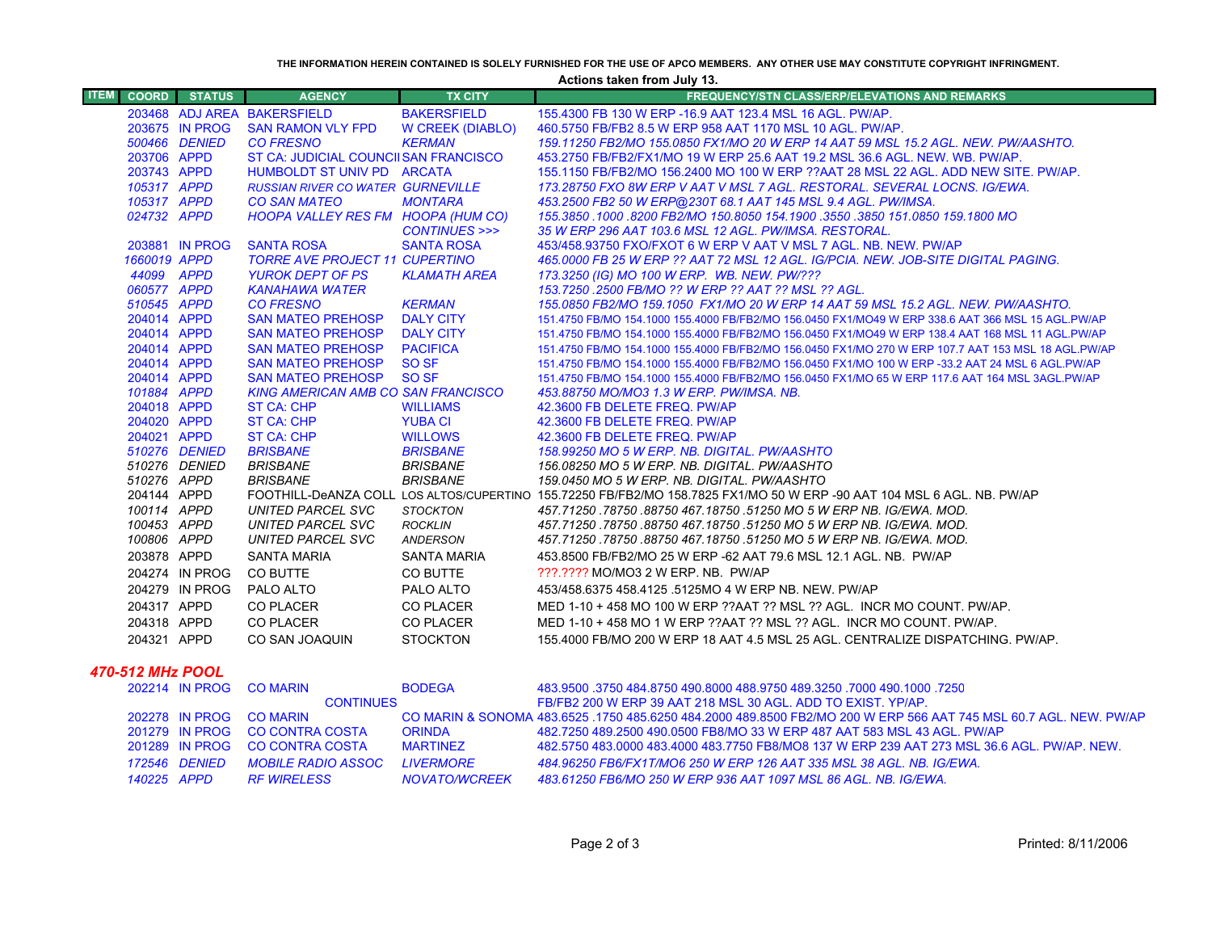THE INFORMATION HEREIN CONTAINED IS SOLELY FURNISHED FOR THE USE OF APCO MEMBERS. ANY OTHER USE MAY CONSTITUTE COPYRIGHT INFRINGMENT.

**Actions taken from July 13.**

| ITEM | COORD | STATUS | AGENCY | TX CITY | FREQUENCY/STN CLASS/ERP/ELEVATIONS AND REMARKS |
|---|---|---|---|---|---|
| | 203468 | ADJ AREA | BAKERSFIELD | BAKERSFIELD | 155.4300 FB 130 W ERP -16.9 AAT 123.4 MSL 16 AGL. PW/AP. |
| | 203675 | IN PROG | SAN RAMON VLY FPD | W CREEK (DIABLO) | 460.5750 FB/FB2 8.5 W ERP 958 AAT 1170 MSL 10 AGL. PW/AP. |
| | *500466* | *DENIED* | *CO FRESNO* | *KERMAN* | *159.11250 FB2/MO 155.0850 FX1/MO 20 W ERP 14 AAT 59 MSL 15.2 AGL. NEW. PW/AASHTO.* |
| | 203706 | APPD | ST CA: JUDICIAL COUNCIL | SAN FRANCISCO | 453.2750 FB/FB2/FX1/MO 19 W ERP 25.6 AAT 19.2 MSL 36.6 AGL. NEW. WB. PW/AP. |
| | 203743 | APPD | HUMBOLDT ST UNIV PD | ARCATA | 155.1150 FB/FB2/MO 156.2400 MO 100 W ERP ??AAT 28 MSL 22 AGL. ADD NEW SITE. PW/AP. |
| | *105317* | *APPD* | *RUSSIAN RIVER CO WATER* | *GURNEVILLE* | *173.28750 FXO 8W ERP V AAT V MSL 7 AGL. RESTORAL. SEVERAL LOCNS. IG/EWA.* |
| | *105317* | *APPD* | *CO SAN MATEO* | *MONTARA* | *453.2500 FB2 50 W ERP@230T 68.1 AAT 145 MSL 9.4 AGL. PW/IMSA.* |
| | *024732* | *APPD* | *HOOPA VALLEY RES FM* | *HOOPA (HUM CO)* | *155.3850 .1000 .8200 FB2/MO 150.8050 154.1900 .3550 .3850 151.0850 159.1800 MO* |
| | | | | *CONTINUES >>>* | *35 W ERP 296 AAT 103.6 MSL 12 AGL. PW/IMSA. RESTORAL.* |
| | 203881 | IN PROG | SANTA ROSA | SANTA ROSA | 453/458.93750 FXO/FXOT 6 W ERP V AAT V MSL 7 AGL. NB. NEW. PW/AP |
| | *1660019* | *APPD* | *TORRE AVE PROJECT 11* | *CUPERTINO* | *465.0000 FB 25 W ERP ?? AAT 72 MSL 12 AGL. IG/PCIA. NEW. JOB-SITE DIGITAL PAGING.* |
| | *44099* | *APPD* | *YUROK DEPT OF PS* | *KLAMATH AREA* | *173.3250 (IG) MO 100 W ERP. WB. NEW. PW/???* |
| | *060577* | *APPD* | *KANAHAWA WATER* | | *153.7250 .2500 FB/MO ?? W ERP ?? AAT ?? MSL ?? AGL.* |
| | *510545* | *APPD* | *CO FRESNO* | *KERMAN* | *155.0850 FB2/MO 159.1050 FX1/MO 20 W ERP 14 AAT 59 MSL 15.2 AGL. NEW. PW/AASHTO.* |
| | 204014 | APPD | SAN MATEO PREHOSP | DALY CITY | 151.4750 FB/MO 154.1000 155.4000 FB/FB2/MO 156.0450 FX1/MO49 W ERP 338.6 AAT 366 MSL 15 AGL.PW/AP |
| | 204014 | APPD | SAN MATEO PREHOSP | DALY CITY | 151.4750 FB/MO 154.1000 155.4000 FB/FB2/MO 156.0450 FX1/MO49 W ERP 138.4 AAT 168 MSL 11 AGL.PW/AP |
| | 204014 | APPD | SAN MATEO PREHOSP | PACIFICA | 151.4750 FB/MO 154.1000 155.4000 FB/FB2/MO 156.0450 FX1/MO 270 W ERP 107.7 AAT 153 MSL 18 AGL.PW/AP |
| | 204014 | APPD | SAN MATEO PREHOSP | SO SF | 151.4750 FB/MO 154.1000 155.4000 FB/FB2/MO 156.0450 FX1/MO 100 W ERP -33.2 AAT 24 MSL 6 AGL.PW/AP |
| | 204014 | APPD | SAN MATEO PREHOSP | SO SF | 151.4750 FB/MO 154.1000 155.4000 FB/FB2/MO 156.0450 FX1/MO 65 W ERP 117.6 AAT 164 MSL 3AGL.PW/AP |
| | *101884* | *APPD* | *KING AMERICAN AMB CO* | *SAN FRANCISCO* | *453.88750 MO/MO3 1.3 W ERP. PW/IMSA. NB.* |
| | 204018 | APPD | ST CA: CHP | WILLIAMS | 42.3600 FB DELETE FREQ. PW/AP |
| | 204020 | APPD | ST CA: CHP | YUBA CI | 42.3600 FB DELETE FREQ. PW/AP |
| | 204021 | APPD | ST CA: CHP | WILLOWS | 42.3600 FB DELETE FREQ. PW/AP |
| | *510276* | *DENIED* | *BRISBANE* | *BRISBANE* | *158.99250 MO 5 W ERP. NB. DIGITAL. PW/AASHTO* |
| | *510276* | *DENIED* | *BRISBANE* | *BRISBANE* | *156.08250 MO 5 W ERP. NB. DIGITAL. PW/AASHTO* |
| | *510276* | *APPD* | *BRISBANE* | *BRISBANE* | *159.0450 MO 5 W ERP. NB. DIGITAL. PW/AASHTO* |
| | 204144 | APPD | FOOTHILL-DeANZA COLL | LOS ALTOS/CUPERTINO | 155.72250 FB/FB2/MO 158.7825 FX1/MO 50 W ERP -90 AAT 104 MSL 6 AGL. NB. PW/AP |
| | *100114* | *APPD* | *UNITED PARCEL SVC* | *STOCKTON* | *457.71250 .78750 .88750 467.18750 .51250 MO 5 W ERP NB. IG/EWA. MOD.* |
| | *100453* | *APPD* | *UNITED PARCEL SVC* | *ROCKLIN* | *457.71250 .78750 .88750 467.18750 .51250 MO 5 W ERP NB. IG/EWA. MOD.* |
| | *100806* | *APPD* | *UNITED PARCEL SVC* | *ANDERSON* | *457.71250 .78750 .88750 467.18750 .51250 MO 5 W ERP NB. IG/EWA. MOD.* |
| | 203878 | APPD | SANTA MARIA | SANTA MARIA | 453.8500 FB/FB2/MO 25 W ERP -62 AAT 79.6 MSL 12.1 AGL. NB. PW/AP |
| | 204274 | IN PROG | CO BUTTE | CO BUTTE | ???.???? MO/MO3 2 W ERP. NB. PW/AP |
| | 204279 | IN PROG | PALO ALTO | PALO ALTO | 453/458.6375 458.4125 .5125MO 4 W ERP NB. NEW. PW/AP |
| | 204317 | APPD | CO PLACER | CO PLACER | MED 1-10 + 458 MO 100 W ERP ??AAT ?? MSL ?? AGL. INCR MO COUNT. PW/AP. |
| | 204318 | APPD | CO PLACER | CO PLACER | MED 1-10 + 458 MO 1 W ERP ??AAT ?? MSL ?? AGL. INCR MO COUNT. PW/AP. |
| | 204321 | APPD | CO SAN JOAQUIN | STOCKTON | 155.4000 FB/MO 200 W ERP 18 AAT 4.5 MSL 25 AGL. CENTRALIZE DISPATCHING. PW/AP. |

## *470-512 MHz POOL*

| ITEM | COORD | STATUS | AGENCY | TX CITY | FREQUENCY/STN CLASS/ERP/ELEVATIONS AND REMARKS |
|---|---|---|---|---|---|
| | 202214 | IN PROG | CO MARIN | BODEGA | 483.9500 .3750 484.8750 490.8000 488.9750 489.3250 .7000 490.1000 .7250 |
| | | | CONTINUES | | FB/FB2 200 W ERP 39 AAT 218 MSL 30 AGL. ADD TO EXIST. YP/AP. |
| | 202278 | IN PROG | CO MARIN | CO MARIN & SONOMA | 483.6525 .1750 485.6250 484.2000 489.8500 FB2/MO 200 W ERP 566 AAT 745 MSL 60.7 AGL. NEW. PW/AP |
| | 201279 | IN PROG | CO CONTRA COSTA | ORINDA | 482.7250 489.2500 490.0500 FB8/MO 33 W ERP 487 AAT 583 MSL 43 AGL. PW/AP |
| | 201289 | IN PROG | CO CONTRA COSTA | MARTINEZ | 482.5750 483.0000 483.4000 483.7750 FB8/MO8 137 W ERP 239 AAT 273 MSL 36.6 AGL. PW/AP. NEW. |
| | *172546* | *DENIED* | *MOBILE RADIO ASSOC* | *LIVERMORE* | *484.96250 FB6/FX1T/MO6 250 W ERP 126 AAT 335 MSL 38 AGL. NB. IG/EWA.* |
| | *140225* | *APPD* | *RF WIRELESS* | *NOVATO/WCREEK* | *483.61250 FB6/MO 250 W ERP 936 AAT 1097 MSL 86 AGL. NB. IG/EWA.* |

Printed: 8/11/2006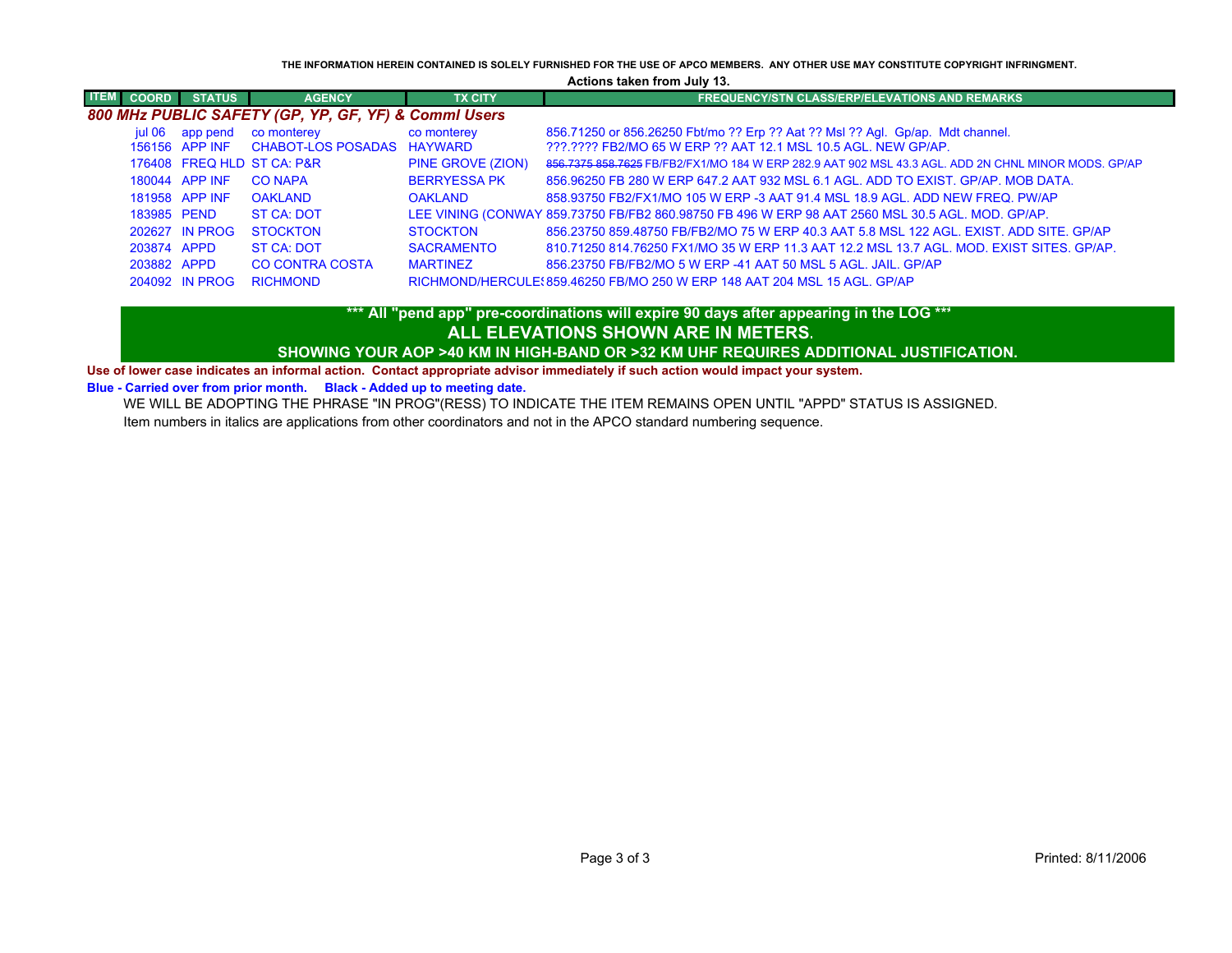THE INFORMATION HEREIN CONTAINED IS SOLELY FURNISHED FOR THE USE OF APCO MEMBERS. ANY OTHER USE MAY CONSTITUTE COPYRIGHT INFRINGMENT.

**Actions taken from July 13.**

| ITEM | COORD | STATUS | AGENCY | TX CITY | FREQUENCY/STN CLASS/ERP/ELEVATIONS AND REMARKS |
|---|---|---|---|---|---|
| ***800 MHz PUBLIC SAFETY (GP, YP, GF, YF) & Comml Users*** | | | | | |
| | jul 06 | app pend | co monterey | co monterey | 856.71250 or 856.26250 Fbt/mo ?? Erp ?? Aat ?? Msl ?? Agl. Gp/ap. Mdt channel. |
| | 156156 | APP INF | CHABOT-LOS POSADAS | HAYWARD | ???.???? FB2/MO 65 W ERP ?? AAT 12.1 MSL 10.5 AGL. NEW GP/AP. |
| | 176408 | FREQ HLD | ST CA: P&R | PINE GROVE (ZION) | ~~856.7375 858.7625~~ FB/FB2/FX1/MO 184 W ERP 282.9 AAT 902 MSL 43.3 AGL. ADD 2N CHNL MINOR MODS. GP/AP |
| | 180044 | APP INF | CO NAPA | BERRYESSA PK | 856.96250 FB 280 W ERP 647.2 AAT 932 MSL 6.1 AGL. ADD TO EXIST. GP/AP. MOB DATA. |
| | 181958 | APP INF | OAKLAND | OAKLAND | 858.93750 FB2/FX1/MO 105 W ERP -3 AAT 91.4 MSL 18.9 AGL. ADD NEW FREQ. PW/AP |
| | 183985 | PEND | ST CA: DOT | LEE VINING (CONWAY | 859.73750 FB/FB2 860.98750 FB 496 W ERP 98 AAT 2560 MSL 30.5 AGL. MOD. GP/AP. |
| | 202627 | IN PROG | STOCKTON | STOCKTON | 856.23750 859.48750 FB/FB2/MO 75 W ERP 40.3 AAT 5.8 MSL 122 AGL. EXIST. ADD SITE. GP/AP |
| | 203874 | APPD | ST CA: DOT | SACRAMENTO | 810.71250 814.76250 FX1/MO 35 W ERP 11.3 AAT 12.2 MSL 13.7 AGL. MOD. EXIST SITES. GP/AP. |
| | 203882 | APPD | CO CONTRA COSTA | MARTINEZ | 856.23750 FB/FB2/MO 5 W ERP -41 AAT 50 MSL 5 AGL. JAIL. GP/AP |
| | 204092 | IN PROG | RICHMOND | RICHMOND/HERCULES | 859.46250 FB/MO 250 W ERP 148 AAT 204 MSL 15 AGL. GP/AP |

**\*\*\* All "pend app" pre-coordinations will expire 90 days after appearing in the LOG \*\*\***

**ALL ELEVATIONS SHOWN ARE IN METERS.**

**SHOWING YOUR AOP >40 KM IN HIGH-BAND OR >32 KM UHF REQUIRES ADDITIONAL JUSTIFICATION.**

**Use of lower case indicates an informal action. Contact appropriate advisor immediately if such action would impact your system.**

**Blue - Carried over from prior month. Black - Added up to meeting date.**

WE WILL BE ADOPTING THE PHRASE "IN PROG"(RESS) TO INDICATE THE ITEM REMAINS OPEN UNTIL "APPD" STATUS IS ASSIGNED.

Item numbers in italics are applications from other coordinators and not in the APCO standard numbering sequence.

Printed: 8/11/2006